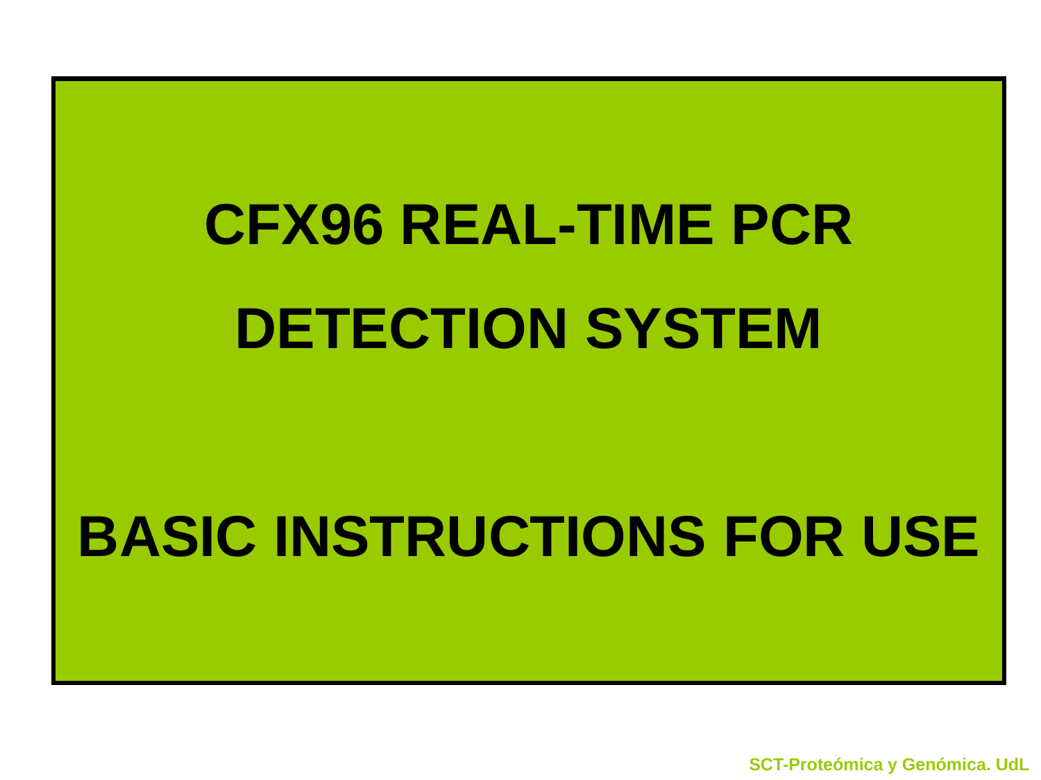# CFX96 REAL-TIME PCR DETECTION SYSTEM

# BASIC INSTRUCTIONS FOR USE

SCT-Proteómica y Genómica. UdL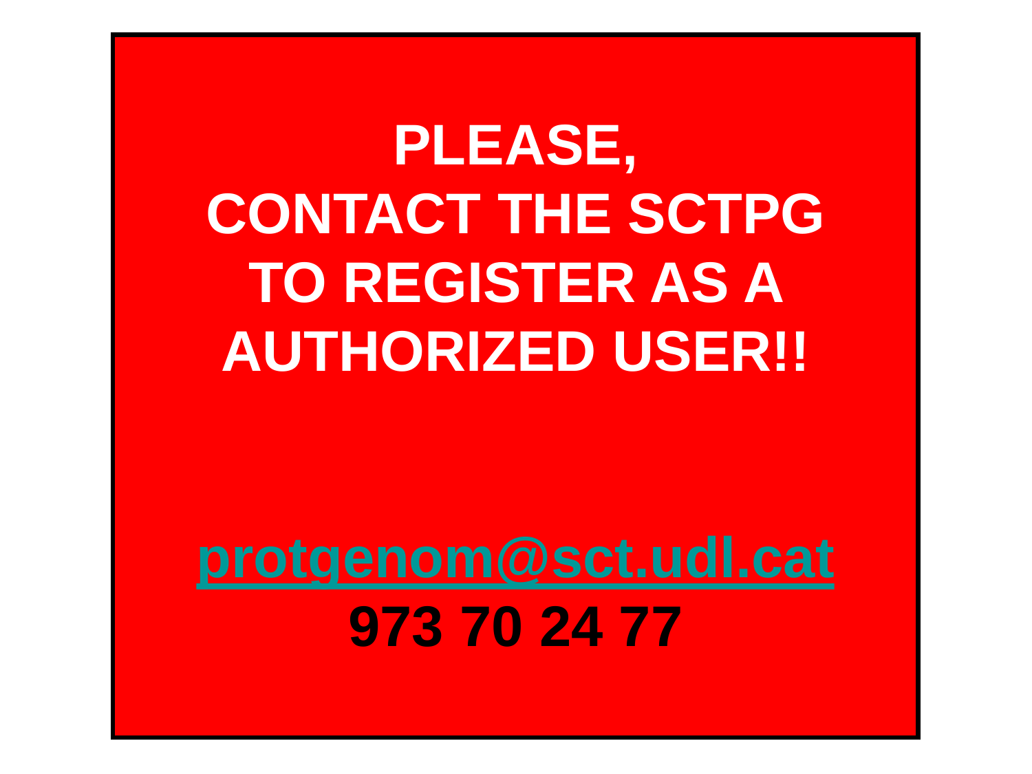**PLEASE,**
**CONTACT THE SCTPG**
**TO REGISTER AS A**
**AUTHORIZED USER!!**

**protgenom@sct.udl.cat**

**973 70 24 77**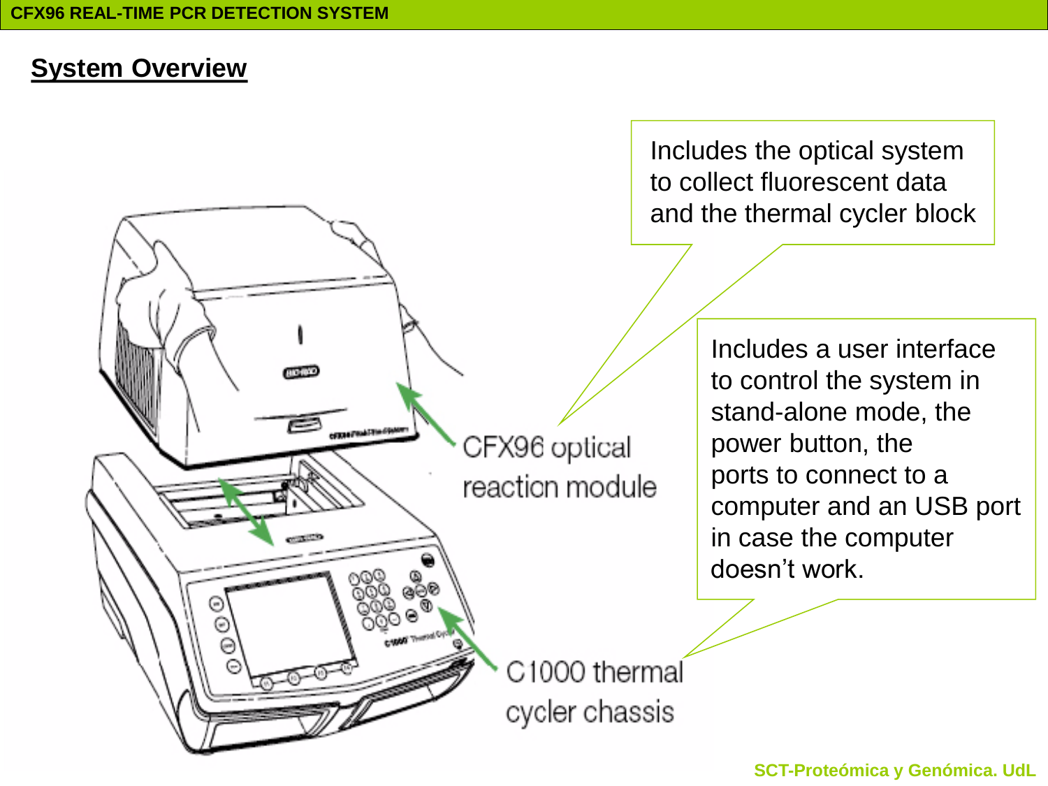## System Overview

Includes the optical system to collect fluorescent data and the thermal cycler block

CFX96 optical reaction module

Includes a user interface to control the system in stand-alone mode, the power button, the ports to connect to a computer and an USB port in case the computer doesn't work.

C1000 thermal cycler chassis

SCT-Proteómica y Genómica. UdL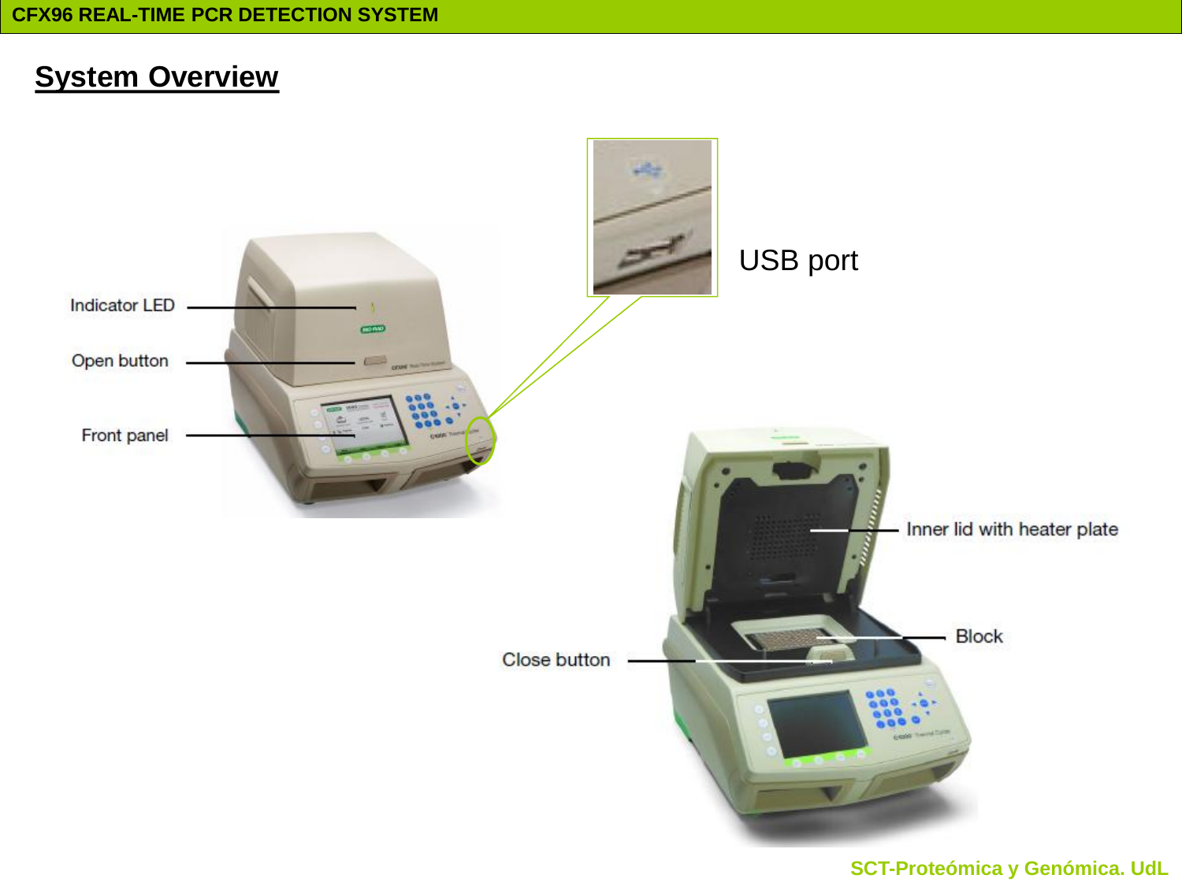## System Overview

Indicator LED

Open button

Front panel

USB port

Inner lid with heater plate

Block

Close button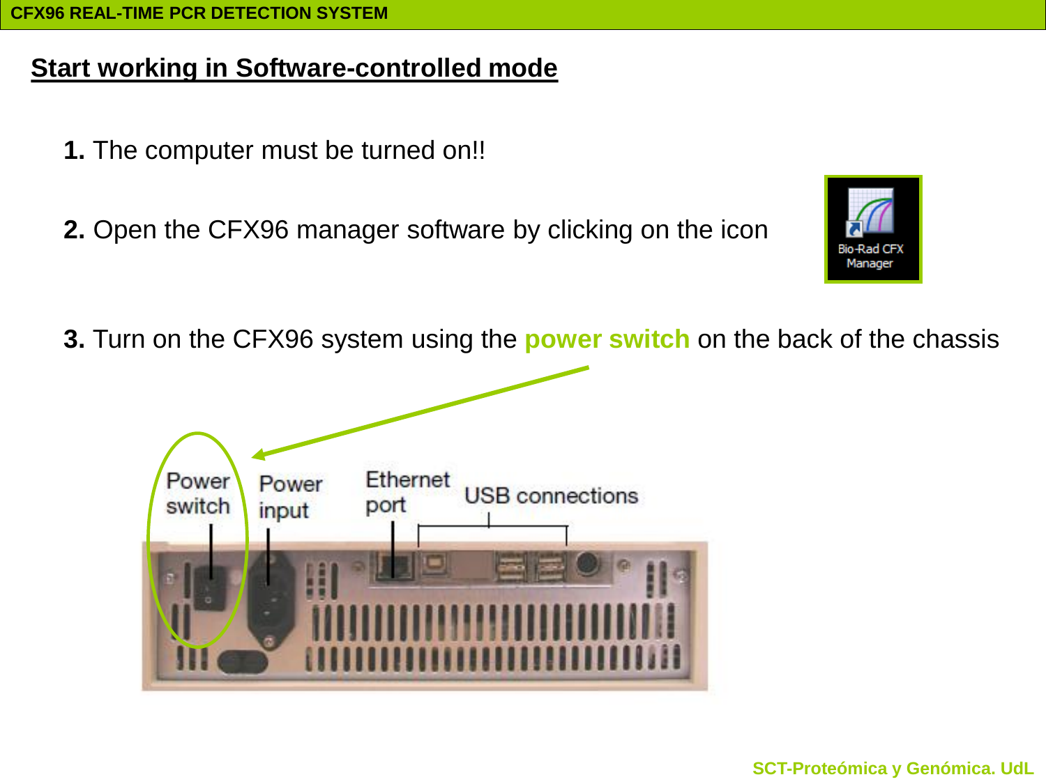## Start working in Software-controlled mode

**1.** The computer must be turned on!!

**2.** Open the CFX96 manager software by clicking on the icon

Bio-Rad CFX Manager

**3.** Turn on the CFX96 system using the **power switch** on the back of the chassis

Power switch

Power input

Ethernet port

USB connections

SCT-Proteómica y Genómica. UdL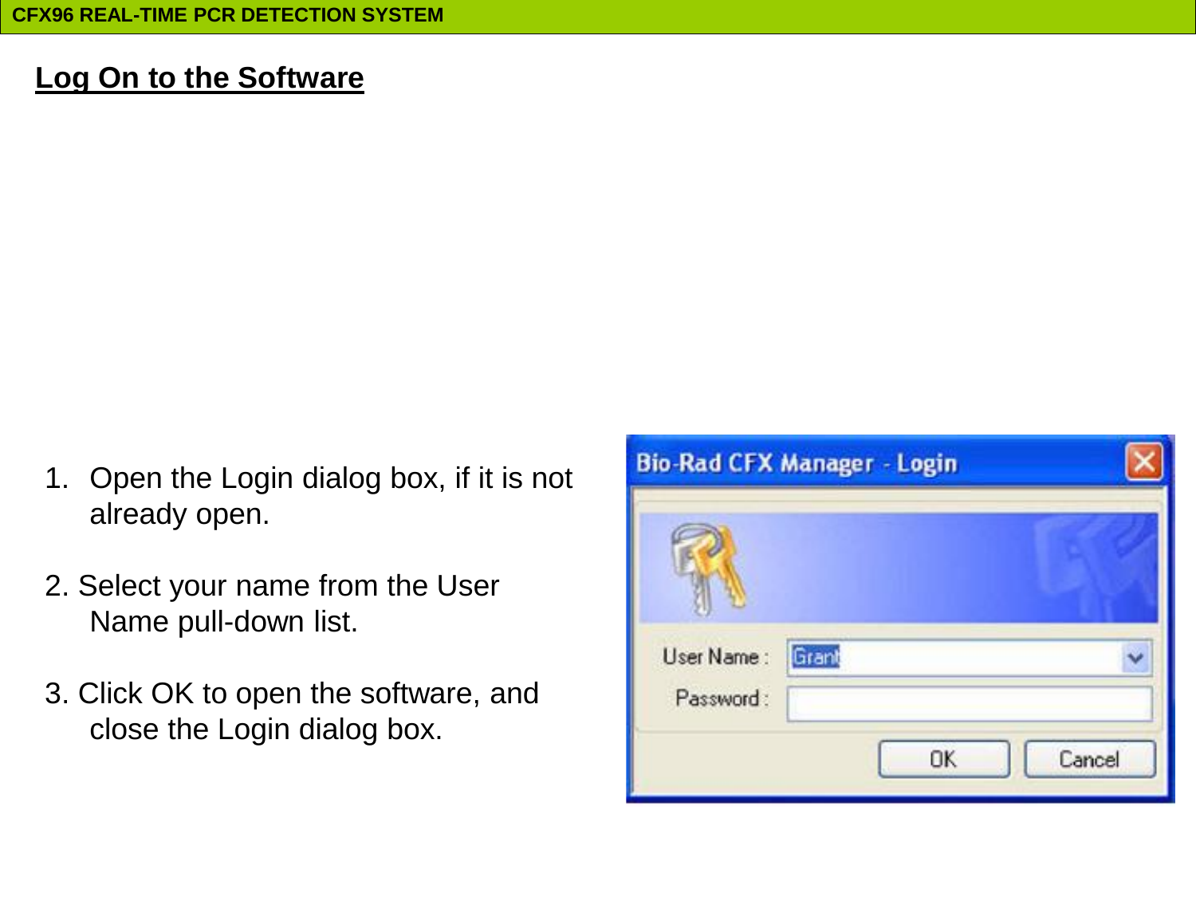## Log On to the Software

1. Open the Login dialog box, if it is not already open.
2. Select your name from the User Name pull-down list.
3. Click OK to open the software, and close the Login dialog box.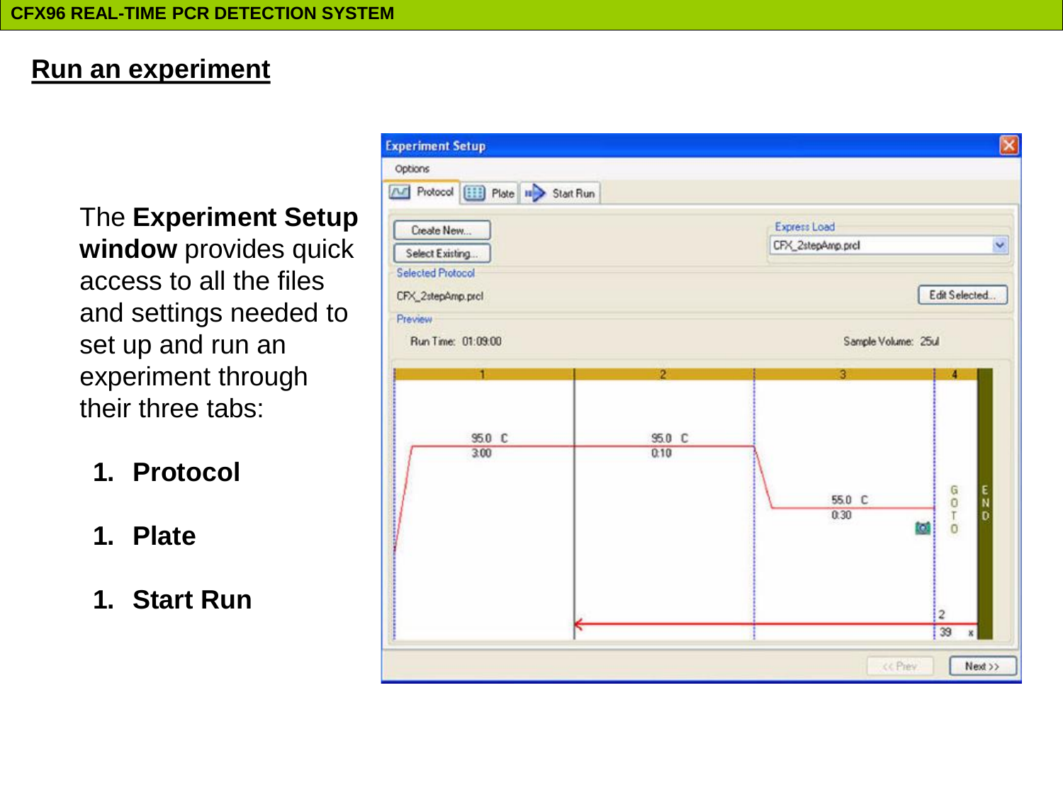## Run an experiment

The **Experiment Setup window** provides quick access to all the files and settings needed to set up and run an experiment through their three tabs:

1. **Protocol**
1. **Plate**
1. **Start Run**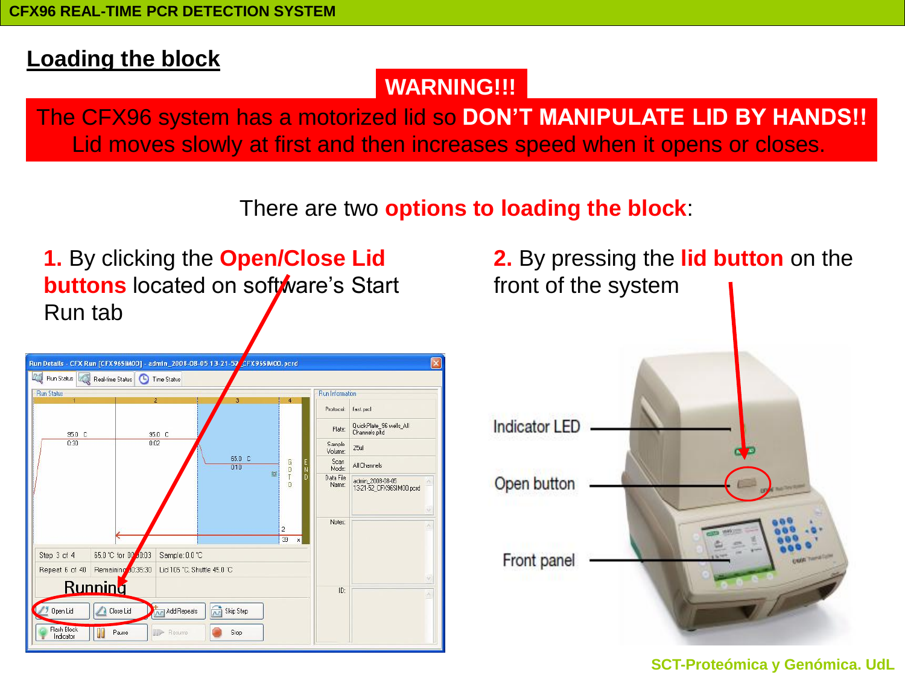## Loading the block

**WARNING!!!**

The CFX96 system has a motorized lid so **DON'T MANIPULATE LID BY HANDS!!**
Lid moves slowly at first and then increases speed when it opens or closes.

There are two **options to loading the block**:

**1.** By clicking the **Open/Close Lid buttons** located on software's Start Run tab

**2.** By pressing the **lid button** on the front of the system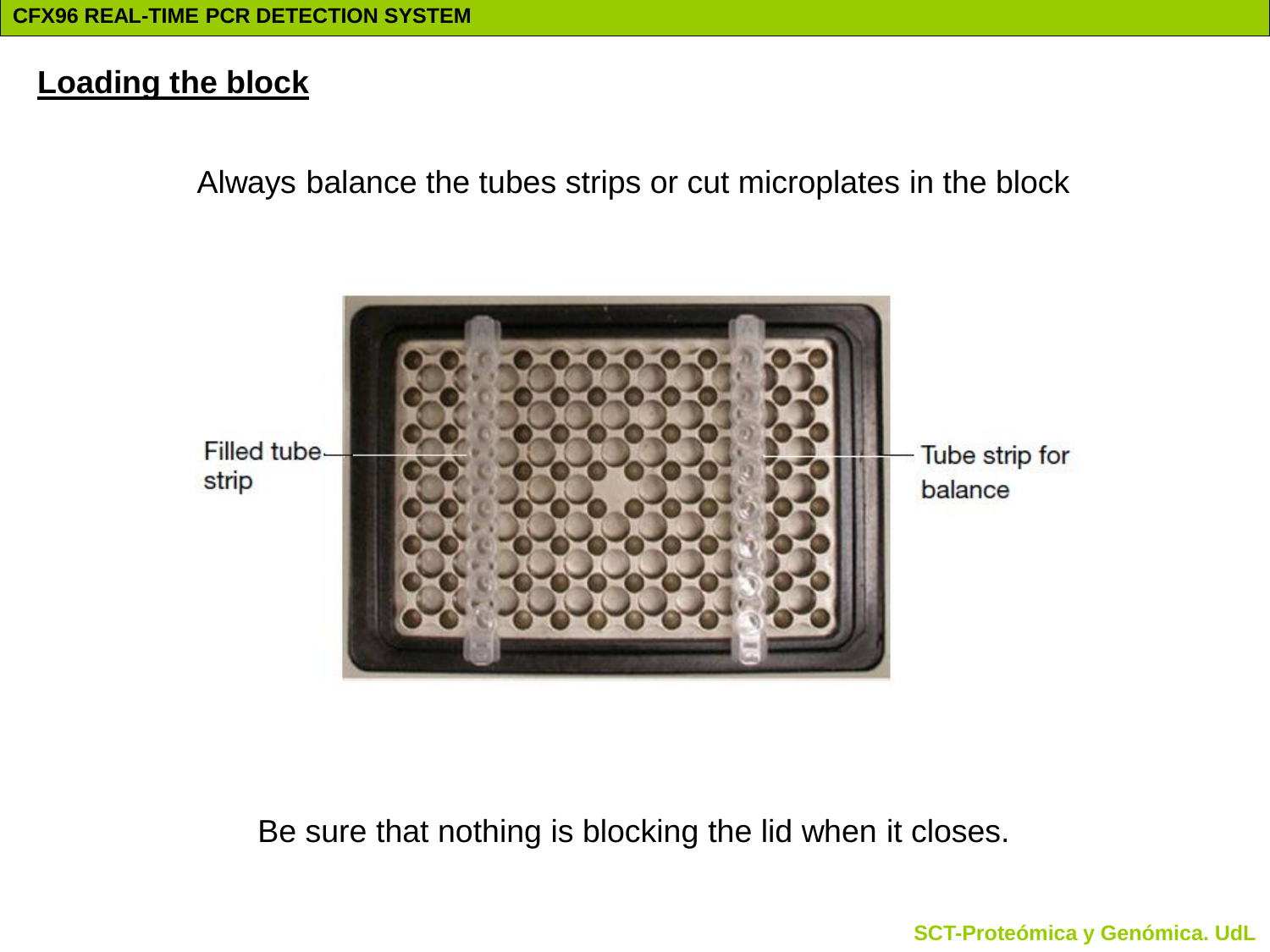## Loading the block

Always balance the tubes strips or cut microplates in the block

Filled tube strip

Tube strip for balance

Be sure that nothing is blocking the lid when it closes.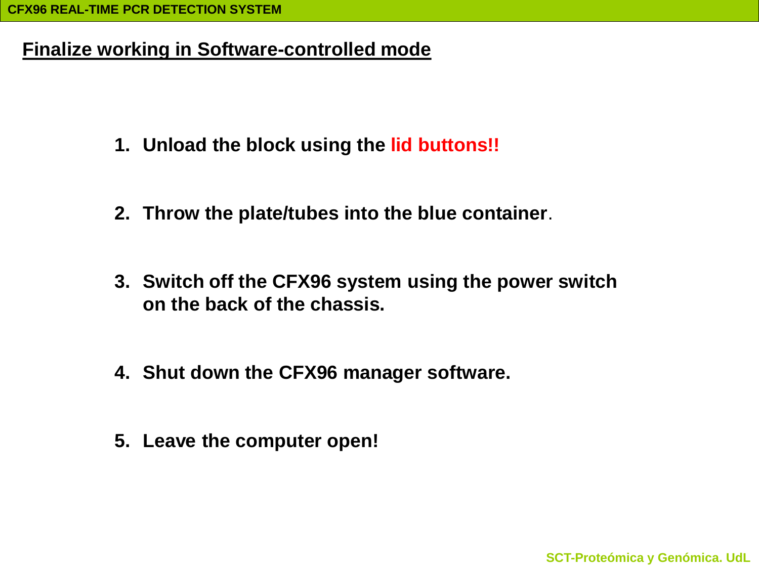## Finalize working in Software-controlled mode

1. **Unload the block using the lid buttons!!**

2. **Throw the plate/tubes into the blue container**.

3. **Switch off the CFX96 system using the power switch on the back of the chassis.**

4. **Shut down the CFX96 manager software.**

5. **Leave the computer open!**